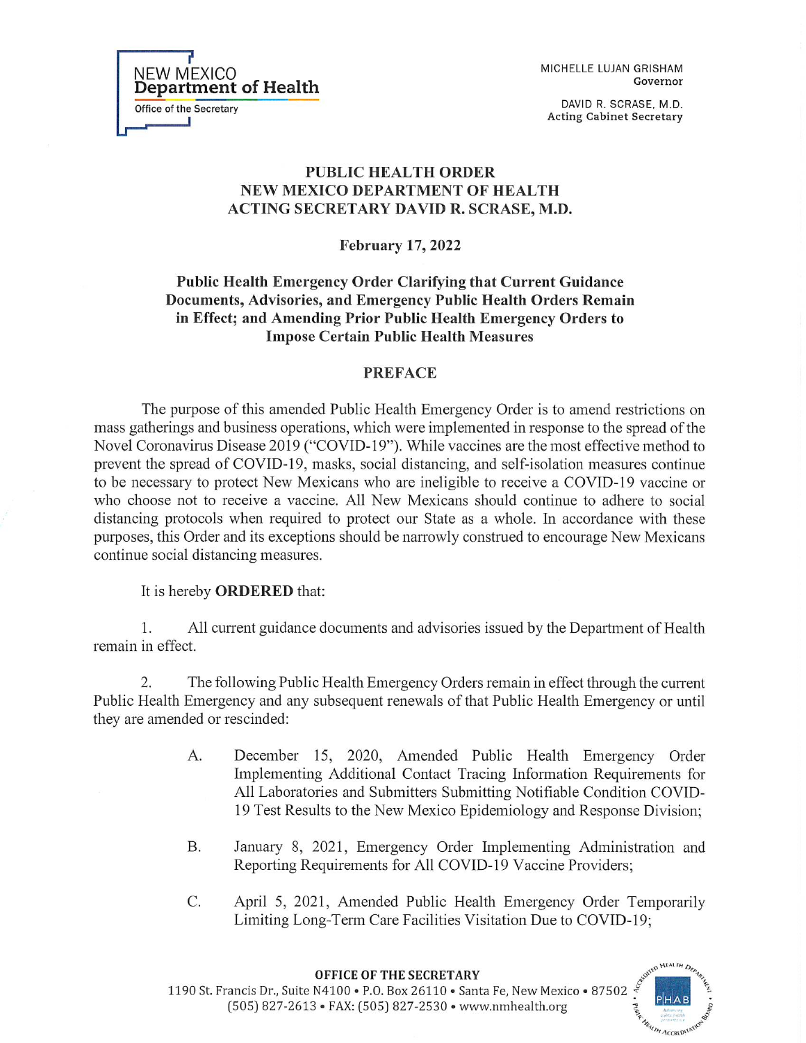NEW MEXICO
**Department of Health**
Office of the Secretary

MICHELLE LUJAN GRISHAM
Governor

DAVID R. SCRASE, M.D.
Acting Cabinet Secretary

# PUBLIC HEALTH ORDER
# NEW MEXICO DEPARTMENT OF HEALTH
# ACTING SECRETARY DAVID R. SCRASE, M.D.

**February 17, 2022**

## Public Health Emergency Order Clarifying that Current Guidance Documents, Advisories, and Emergency Public Health Orders Remain in Effect; and Amending Prior Public Health Emergency Orders to Impose Certain Public Health Measures

## PREFACE

The purpose of this amended Public Health Emergency Order is to amend restrictions on mass gatherings and business operations, which were implemented in response to the spread of the Novel Coronavirus Disease 2019 ("COVID-19"). While vaccines are the most effective method to prevent the spread of COVID-19, masks, social distancing, and self-isolation measures continue to be necessary to protect New Mexicans who are ineligible to receive a COVID-19 vaccine or who choose not to receive a vaccine. All New Mexicans should continue to adhere to social distancing protocols when required to protect our State as a whole. In accordance with these purposes, this Order and its exceptions should be narrowly construed to encourage New Mexicans continue social distancing measures.

It is hereby **ORDERED** that:

1. All current guidance documents and advisories issued by the Department of Health remain in effect.

2. The following Public Health Emergency Orders remain in effect through the current Public Health Emergency and any subsequent renewals of that Public Health Emergency or until they are amended or rescinded:

   A. December 15, 2020, Amended Public Health Emergency Order Implementing Additional Contact Tracing Information Requirements for All Laboratories and Submitters Submitting Notifiable Condition COVID-19 Test Results to the New Mexico Epidemiology and Response Division;

   B. January 8, 2021, Emergency Order Implementing Administration and Reporting Requirements for All COVID-19 Vaccine Providers;

   C. April 5, 2021, Amended Public Health Emergency Order Temporarily Limiting Long-Term Care Facilities Visitation Due to COVID-19;

OFFICE OF THE SECRETARY
1190 St. Francis Dr., Suite N4100 • P.O. Box 26110 • Santa Fe, New Mexico • 87502
(505) 827-2613 • FAX: (505) 827-2530 • www.nmhealth.org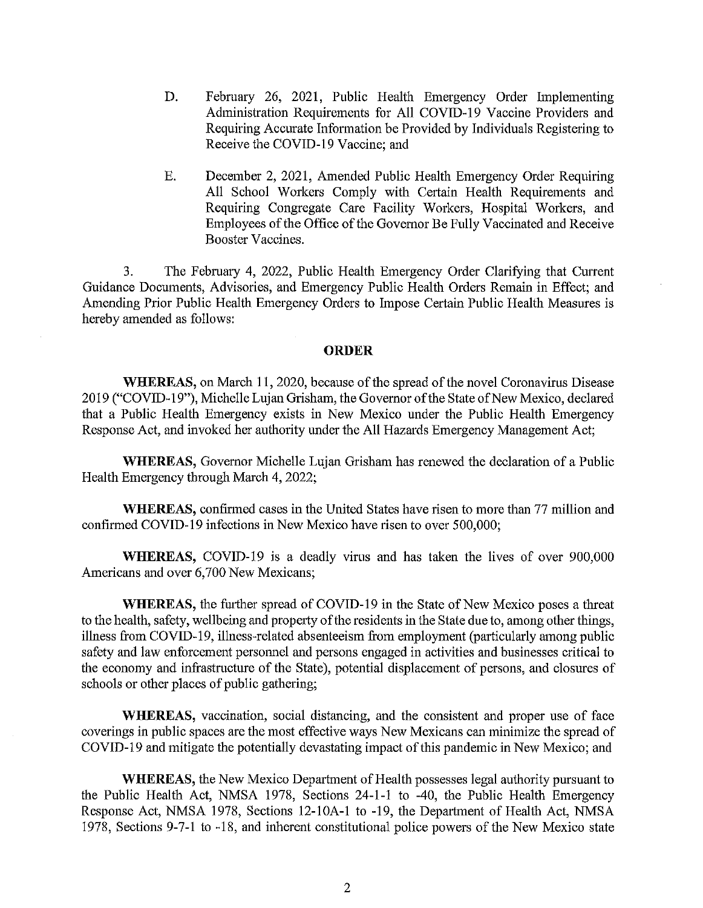D. February 26, 2021, Public Health Emergency Order Implementing Administration Requirements for All COVID-19 Vaccine Providers and Requiring Accurate Information be Provided by Individuals Registering to Receive the COVID-19 Vaccine; and

E. December 2, 2021, Amended Public Health Emergency Order Requiring All School Workers Comply with Certain Health Requirements and Requiring Congregate Care Facility Workers, Hospital Workers, and Employees of the Office of the Governor Be Fully Vaccinated and Receive Booster Vaccines.

3. The February 4, 2022, Public Health Emergency Order Clarifying that Current Guidance Documents, Advisories, and Emergency Public Health Orders Remain in Effect; and Amending Prior Public Health Emergency Orders to Impose Certain Public Health Measures is hereby amended as follows:

## ORDER

**WHEREAS,** on March 11, 2020, because of the spread of the novel Coronavirus Disease 2019 ("COVID-19"), Michelle Lujan Grisham, the Governor of the State of New Mexico, declared that a Public Health Emergency exists in New Mexico under the Public Health Emergency Response Act, and invoked her authority under the All Hazards Emergency Management Act;

**WHEREAS,** Governor Michelle Lujan Grisham has renewed the declaration of a Public Health Emergency through March 4, 2022;

**WHEREAS,** confirmed cases in the United States have risen to more than 77 million and confirmed COVID-19 infections in New Mexico have risen to over 500,000;

**WHEREAS,** COVID-19 is a deadly virus and has taken the lives of over 900,000 Americans and over 6,700 New Mexicans;

**WHEREAS,** the further spread of COVID-19 in the State of New Mexico poses a threat to the health, safety, wellbeing and property of the residents in the State due to, among other things, illness from COVID-19, illness-related absenteeism from employment (particularly among public safety and law enforcement personnel and persons engaged in activities and businesses critical to the economy and infrastructure of the State), potential displacement of persons, and closures of schools or other places of public gathering;

**WHEREAS,** vaccination, social distancing, and the consistent and proper use of face coverings in public spaces are the most effective ways New Mexicans can minimize the spread of COVID-19 and mitigate the potentially devastating impact of this pandemic in New Mexico; and

**WHEREAS,** the New Mexico Department of Health possesses legal authority pursuant to the Public Health Act, NMSA 1978, Sections 24-1-1 to -40, the Public Health Emergency Response Act, NMSA 1978, Sections 12-10A-1 to -19, the Department of Health Act, NMSA 1978, Sections 9-7-1 to -18, and inherent constitutional police powers of the New Mexico state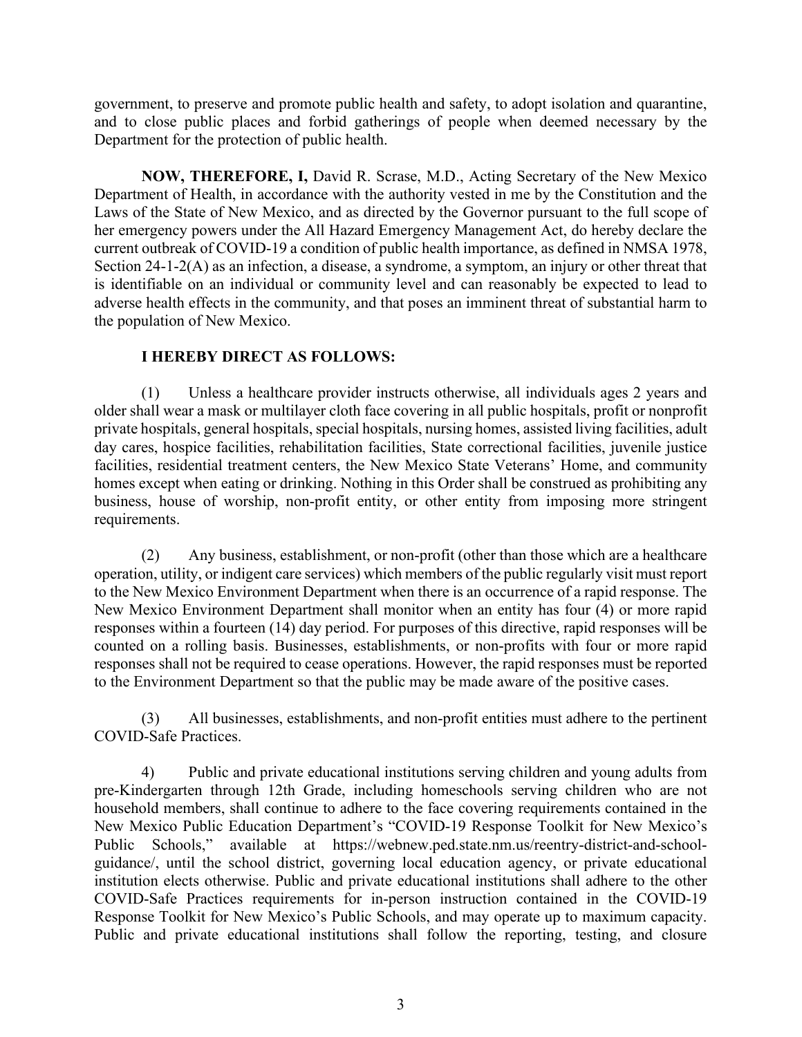government, to preserve and promote public health and safety, to adopt isolation and quarantine, and to close public places and forbid gatherings of people when deemed necessary by the Department for the protection of public health.

**NOW, THEREFORE, I,** David R. Scrase, M.D., Acting Secretary of the New Mexico Department of Health, in accordance with the authority vested in me by the Constitution and the Laws of the State of New Mexico, and as directed by the Governor pursuant to the full scope of her emergency powers under the All Hazard Emergency Management Act, do hereby declare the current outbreak of COVID-19 a condition of public health importance, as defined in NMSA 1978, Section 24-1-2(A) as an infection, a disease, a syndrome, a symptom, an injury or other threat that is identifiable on an individual or community level and can reasonably be expected to lead to adverse health effects in the community, and that poses an imminent threat of substantial harm to the population of New Mexico.

**I HEREBY DIRECT AS FOLLOWS:**

(1) Unless a healthcare provider instructs otherwise, all individuals ages 2 years and older shall wear a mask or multilayer cloth face covering in all public hospitals, profit or nonprofit private hospitals, general hospitals, special hospitals, nursing homes, assisted living facilities, adult day cares, hospice facilities, rehabilitation facilities, State correctional facilities, juvenile justice facilities, residential treatment centers, the New Mexico State Veterans' Home, and community homes except when eating or drinking. Nothing in this Order shall be construed as prohibiting any business, house of worship, non-profit entity, or other entity from imposing more stringent requirements.

(2) Any business, establishment, or non-profit (other than those which are a healthcare operation, utility, or indigent care services) which members of the public regularly visit must report to the New Mexico Environment Department when there is an occurrence of a rapid response. The New Mexico Environment Department shall monitor when an entity has four (4) or more rapid responses within a fourteen (14) day period. For purposes of this directive, rapid responses will be counted on a rolling basis. Businesses, establishments, or non-profits with four or more rapid responses shall not be required to cease operations. However, the rapid responses must be reported to the Environment Department so that the public may be made aware of the positive cases.

(3) All businesses, establishments, and non-profit entities must adhere to the pertinent COVID-Safe Practices.

4) Public and private educational institutions serving children and young adults from pre-Kindergarten through 12th Grade, including homeschools serving children who are not household members, shall continue to adhere to the face covering requirements contained in the New Mexico Public Education Department's "COVID-19 Response Toolkit for New Mexico's Public Schools," available at https://webnew.ped.state.nm.us/reentry-district-and-school-guidance/, until the school district, governing local education agency, or private educational institution elects otherwise. Public and private educational institutions shall adhere to the other COVID-Safe Practices requirements for in-person instruction contained in the COVID-19 Response Toolkit for New Mexico's Public Schools, and may operate up to maximum capacity. Public and private educational institutions shall follow the reporting, testing, and closure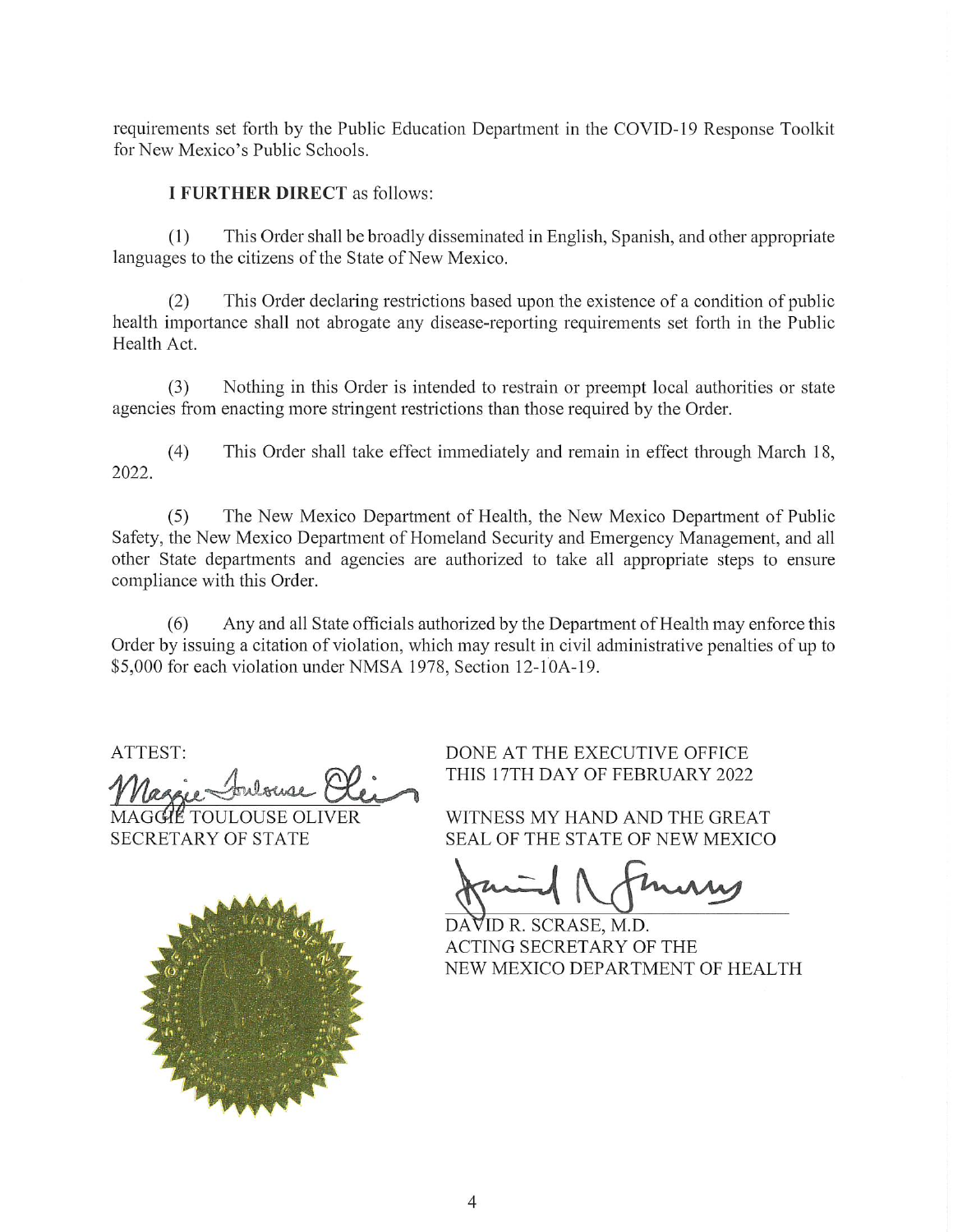requirements set forth by the Public Education Department in the COVID-19 Response Toolkit for New Mexico's Public Schools.

**I FURTHER DIRECT** as follows:

(1) This Order shall be broadly disseminated in English, Spanish, and other appropriate languages to the citizens of the State of New Mexico.

(2) This Order declaring restrictions based upon the existence of a condition of public health importance shall not abrogate any disease-reporting requirements set forth in the Public Health Act.

(3) Nothing in this Order is intended to restrain or preempt local authorities or state agencies from enacting more stringent restrictions than those required by the Order.

(4) This Order shall take effect immediately and remain in effect through March 18, 2022.

(5) The New Mexico Department of Health, the New Mexico Department of Public Safety, the New Mexico Department of Homeland Security and Emergency Management, and all other State departments and agencies are authorized to take all appropriate steps to ensure compliance with this Order.

(6) Any and all State officials authorized by the Department of Health may enforce this Order by issuing a citation of violation, which may result in civil administrative penalties of up to $5,000 for each violation under NMSA 1978, Section 12-10A-19.

ATTEST:

MAGGIE TOULOUSE OLIVER
SECRETARY OF STATE

DONE AT THE EXECUTIVE OFFICE
THIS 17TH DAY OF FEBRUARY 2022

WITNESS MY HAND AND THE GREAT
SEAL OF THE STATE OF NEW MEXICO

DAVID R. SCRASE, M.D.
ACTING SECRETARY OF THE
NEW MEXICO DEPARTMENT OF HEALTH